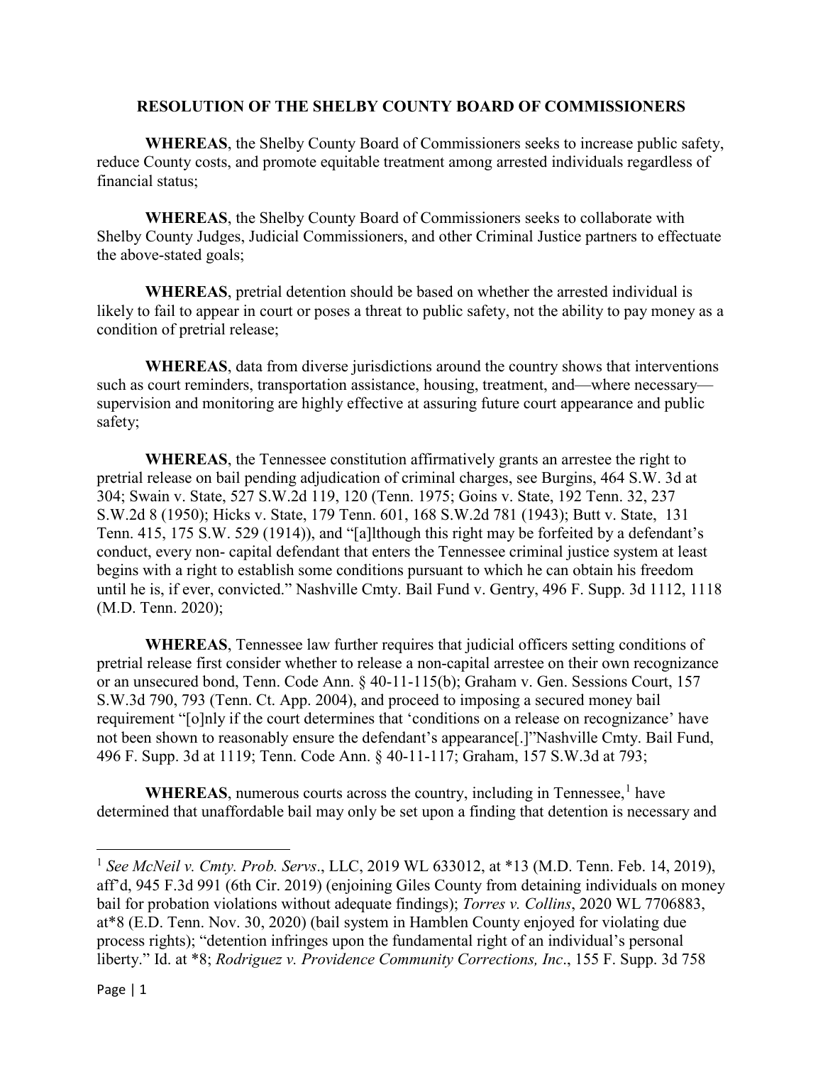**RESOLUTION OF THE SHELBY COUNTY BOARD OF COMMISSIONERS**

**WHEREAS**, the Shelby County Board of Commissioners seeks to increase public safety, reduce County costs, and promote equitable treatment among arrested individuals regardless of financial status;

**WHEREAS**, the Shelby County Board of Commissioners seeks to collaborate with Shelby County Judges, Judicial Commissioners, and other Criminal Justice partners to effectuate the above-stated goals;

**WHEREAS**, pretrial detention should be based on whether the arrested individual is likely to fail to appear in court or poses a threat to public safety, not the ability to pay money as a condition of pretrial release;

**WHEREAS**, data from diverse jurisdictions around the country shows that interventions such as court reminders, transportation assistance, housing, treatment, and—where necessary—supervision and monitoring are highly effective at assuring future court appearance and public safety;

**WHEREAS**, the Tennessee constitution affirmatively grants an arrestee the right to pretrial release on bail pending adjudication of criminal charges, see Burgins, 464 S.W. 3d at 304; Swain v. State, 527 S.W.2d 119, 120 (Tenn. 1975; Goins v. State, 192 Tenn. 32, 237 S.W.2d 8 (1950); Hicks v. State, 179 Tenn. 601, 168 S.W.2d 781 (1943); Butt v. State, 131 Tenn. 415, 175 S.W. 529 (1914)), and "[a]lthough this right may be forfeited by a defendant's conduct, every non- capital defendant that enters the Tennessee criminal justice system at least begins with a right to establish some conditions pursuant to which he can obtain his freedom until he is, if ever, convicted." Nashville Cmty. Bail Fund v. Gentry, 496 F. Supp. 3d 1112, 1118 (M.D. Tenn. 2020);

**WHEREAS**, Tennessee law further requires that judicial officers setting conditions of pretrial release first consider whether to release a non-capital arrestee on their own recognizance or an unsecured bond, Tenn. Code Ann. § 40-11-115(b); Graham v. Gen. Sessions Court, 157 S.W.3d 790, 793 (Tenn. Ct. App. 2004), and proceed to imposing a secured money bail requirement "[o]nly if the court determines that 'conditions on a release on recognizance' have not been shown to reasonably ensure the defendant's appearance[.]"Nashville Cmty. Bail Fund, 496 F. Supp. 3d at 1119; Tenn. Code Ann. § 40-11-117; Graham, 157 S.W.3d at 793;

**WHEREAS**, numerous courts across the country, including in Tennessee,[1] have determined that unaffordable bail may only be set upon a finding that detention is necessary and

---

[1] *See McNeil v. Cmty. Prob. Servs*., LLC, 2019 WL 633012, at *13 (M.D. Tenn. Feb. 14, 2019), aff'd, 945 F.3d 991 (6th Cir. 2019) (enjoining Giles County from detaining individuals on money bail for probation violations without adequate findings); *Torres v. Collins*, 2020 WL 7706883, at*8 (E.D. Tenn. Nov. 30, 2020) (bail system in Hamblen County enjoyed for violating due process rights); "detention infringes upon the fundamental right of an individual's personal liberty." Id. at *8; *Rodriguez v. Providence Community Corrections, Inc*., 155 F. Supp. 3d 758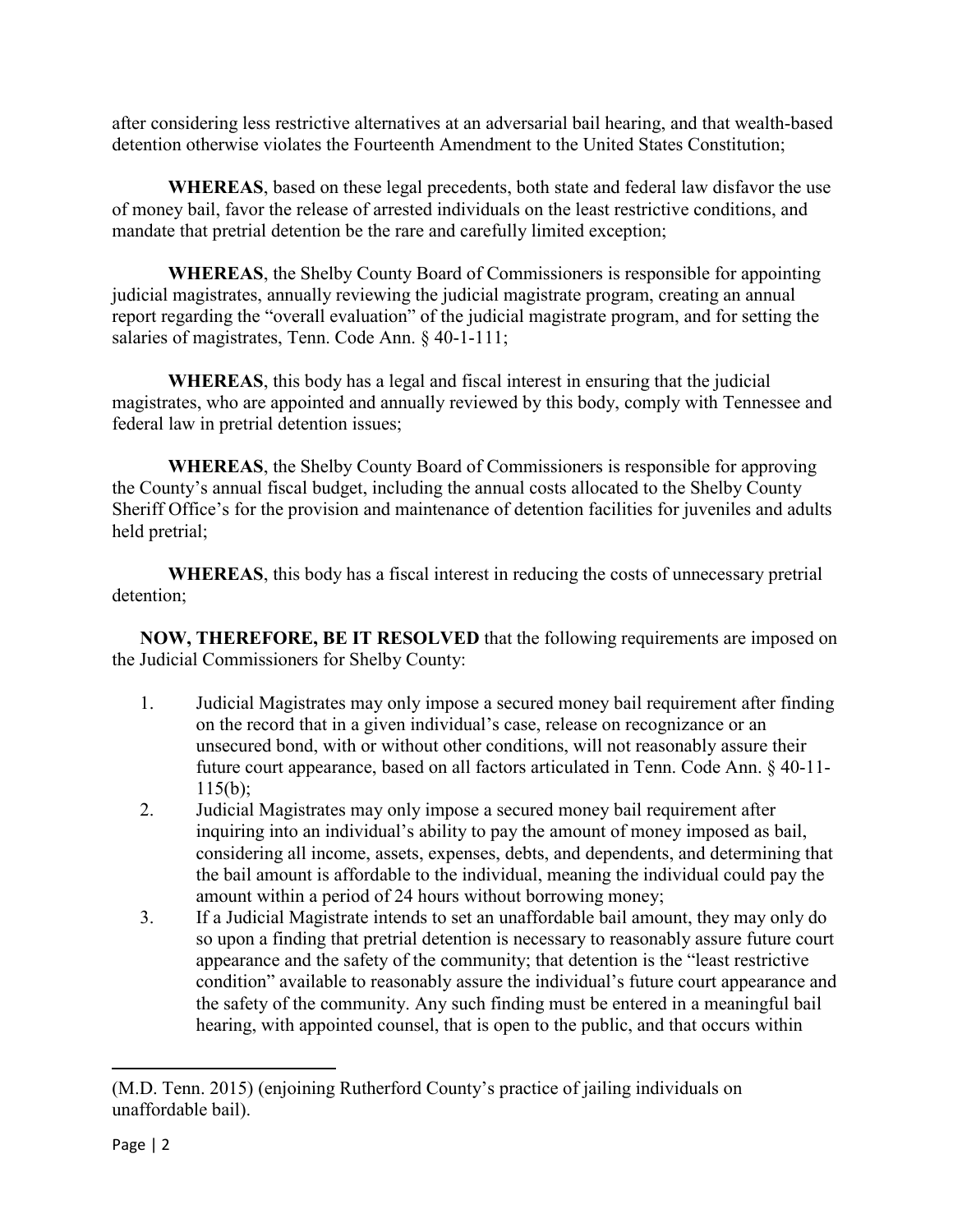after considering less restrictive alternatives at an adversarial bail hearing, and that wealth-based detention otherwise violates the Fourteenth Amendment to the United States Constitution;

**WHEREAS**, based on these legal precedents, both state and federal law disfavor the use of money bail, favor the release of arrested individuals on the least restrictive conditions, and mandate that pretrial detention be the rare and carefully limited exception;

**WHEREAS**, the Shelby County Board of Commissioners is responsible for appointing judicial magistrates, annually reviewing the judicial magistrate program, creating an annual report regarding the "overall evaluation" of the judicial magistrate program, and for setting the salaries of magistrates, Tenn. Code Ann. § 40-1-111;

**WHEREAS**, this body has a legal and fiscal interest in ensuring that the judicial magistrates, who are appointed and annually reviewed by this body, comply with Tennessee and federal law in pretrial detention issues;

**WHEREAS**, the Shelby County Board of Commissioners is responsible for approving the County's annual fiscal budget, including the annual costs allocated to the Shelby County Sheriff Office's for the provision and maintenance of detention facilities for juveniles and adults held pretrial;

**WHEREAS**, this body has a fiscal interest in reducing the costs of unnecessary pretrial detention;

**NOW, THEREFORE, BE IT RESOLVED** that the following requirements are imposed on the Judicial Commissioners for Shelby County:

1. Judicial Magistrates may only impose a secured money bail requirement after finding on the record that in a given individual's case, release on recognizance or an unsecured bond, with or without other conditions, will not reasonably assure their future court appearance, based on all factors articulated in Tenn. Code Ann. § 40-11-115(b);
2. Judicial Magistrates may only impose a secured money bail requirement after inquiring into an individual's ability to pay the amount of money imposed as bail, considering all income, assets, expenses, debts, and dependents, and determining that the bail amount is affordable to the individual, meaning the individual could pay the amount within a period of 24 hours without borrowing money;
3. If a Judicial Magistrate intends to set an unaffordable bail amount, they may only do so upon a finding that pretrial detention is necessary to reasonably assure future court appearance and the safety of the community; that detention is the "least restrictive condition" available to reasonably assure the individual's future court appearance and the safety of the community. Any such finding must be entered in a meaningful bail hearing, with appointed counsel, that is open to the public, and that occurs within

---

(M.D. Tenn. 2015) (enjoining Rutherford County's practice of jailing individuals on unaffordable bail).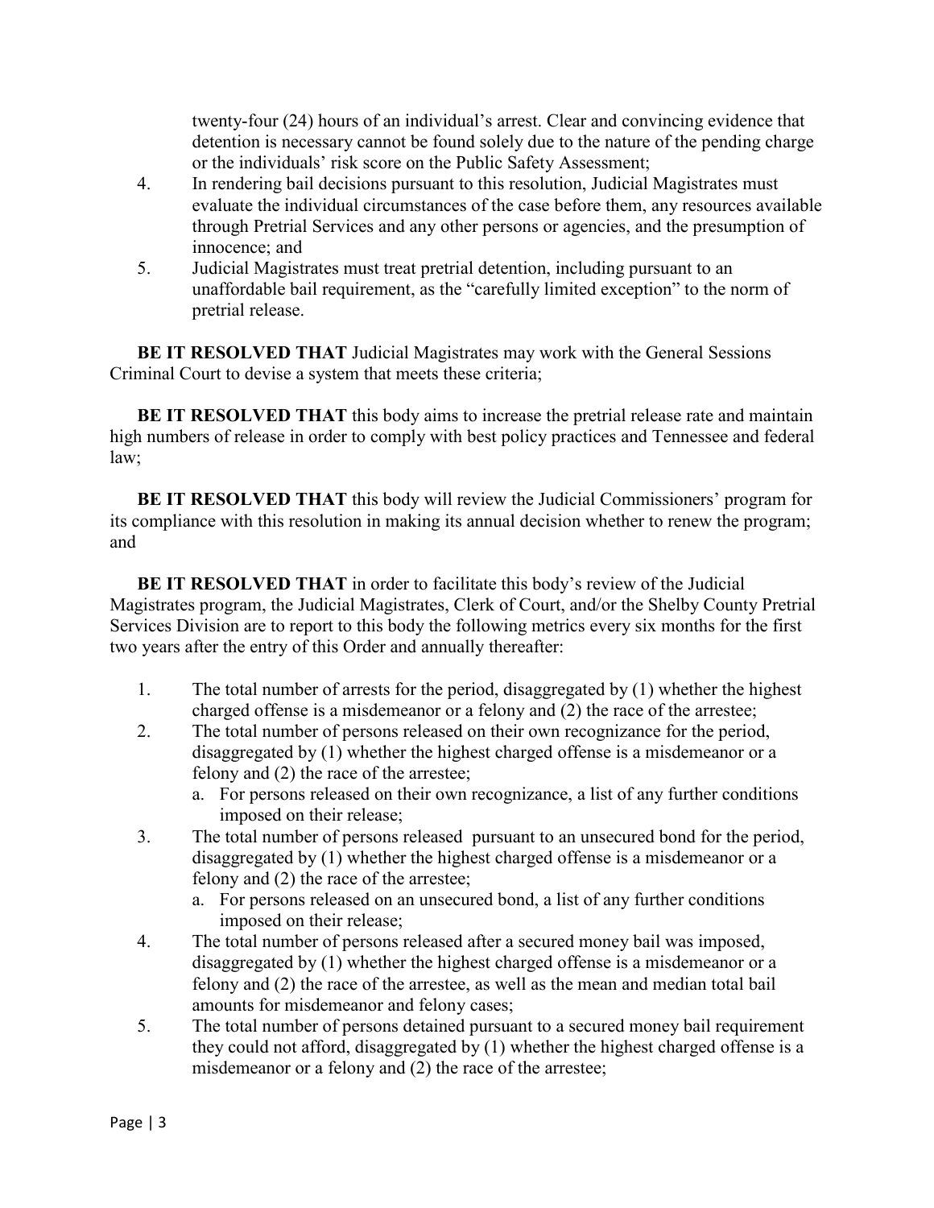twenty-four (24) hours of an individual's arrest. Clear and convincing evidence that detention is necessary cannot be found solely due to the nature of the pending charge or the individuals' risk score on the Public Safety Assessment;

4. In rendering bail decisions pursuant to this resolution, Judicial Magistrates must evaluate the individual circumstances of the case before them, any resources available through Pretrial Services and any other persons or agencies, and the presumption of innocence; and
5. Judicial Magistrates must treat pretrial detention, including pursuant to an unaffordable bail requirement, as the "carefully limited exception" to the norm of pretrial release.

**BE IT RESOLVED THAT** Judicial Magistrates may work with the General Sessions Criminal Court to devise a system that meets these criteria;

**BE IT RESOLVED THAT** this body aims to increase the pretrial release rate and maintain high numbers of release in order to comply with best policy practices and Tennessee and federal law;

**BE IT RESOLVED THAT** this body will review the Judicial Commissioners' program for its compliance with this resolution in making its annual decision whether to renew the program; and

**BE IT RESOLVED THAT** in order to facilitate this body's review of the Judicial Magistrates program, the Judicial Magistrates, Clerk of Court, and/or the Shelby County Pretrial Services Division are to report to this body the following metrics every six months for the first two years after the entry of this Order and annually thereafter:

1. The total number of arrests for the period, disaggregated by (1) whether the highest charged offense is a misdemeanor or a felony and (2) the race of the arrestee;
2. The total number of persons released on their own recognizance for the period, disaggregated by (1) whether the highest charged offense is a misdemeanor or a felony and (2) the race of the arrestee;
   a. For persons released on their own recognizance, a list of any further conditions imposed on their release;
3. The total number of persons released pursuant to an unsecured bond for the period, disaggregated by (1) whether the highest charged offense is a misdemeanor or a felony and (2) the race of the arrestee;
   a. For persons released on an unsecured bond, a list of any further conditions imposed on their release;
4. The total number of persons released after a secured money bail was imposed, disaggregated by (1) whether the highest charged offense is a misdemeanor or a felony and (2) the race of the arrestee, as well as the mean and median total bail amounts for misdemeanor and felony cases;
5. The total number of persons detained pursuant to a secured money bail requirement they could not afford, disaggregated by (1) whether the highest charged offense is a misdemeanor or a felony and (2) the race of the arrestee;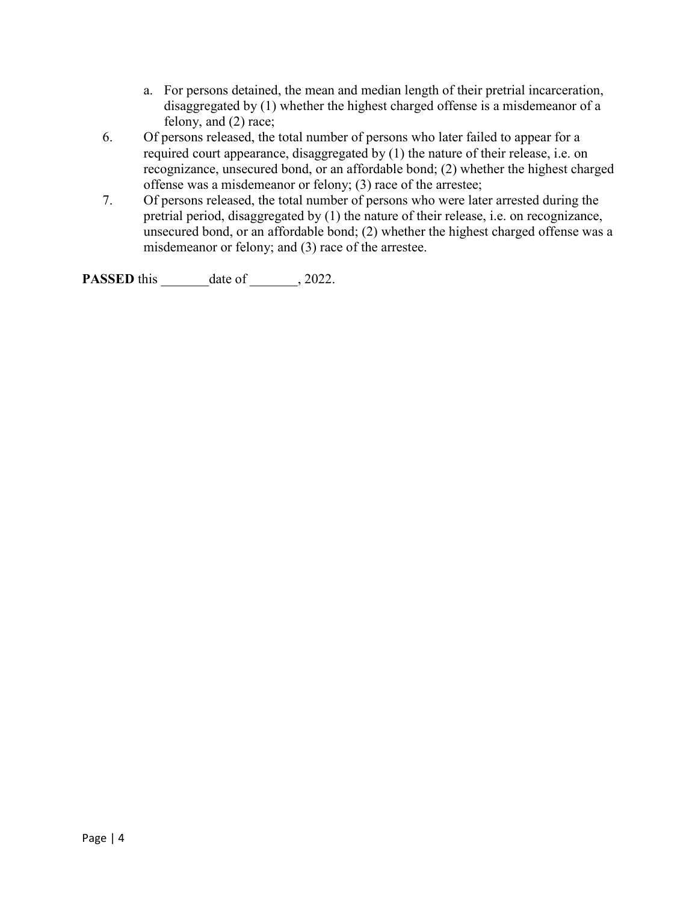a. For persons detained, the mean and median length of their pretrial incarceration, disaggregated by (1) whether the highest charged offense is a misdemeanor of a felony, and (2) race;

6. Of persons released, the total number of persons who later failed to appear for a required court appearance, disaggregated by (1) the nature of their release, i.e. on recognizance, unsecured bond, or an affordable bond; (2) whether the highest charged offense was a misdemeanor or felony; (3) race of the arrestee;
7. Of persons released, the total number of persons who were later arrested during the pretrial period, disaggregated by (1) the nature of their release, i.e. on recognizance, unsecured bond, or an affordable bond; (2) whether the highest charged offense was a misdemeanor or felony; and (3) race of the arrestee.

**PASSED** this _______date of _______, 2022.